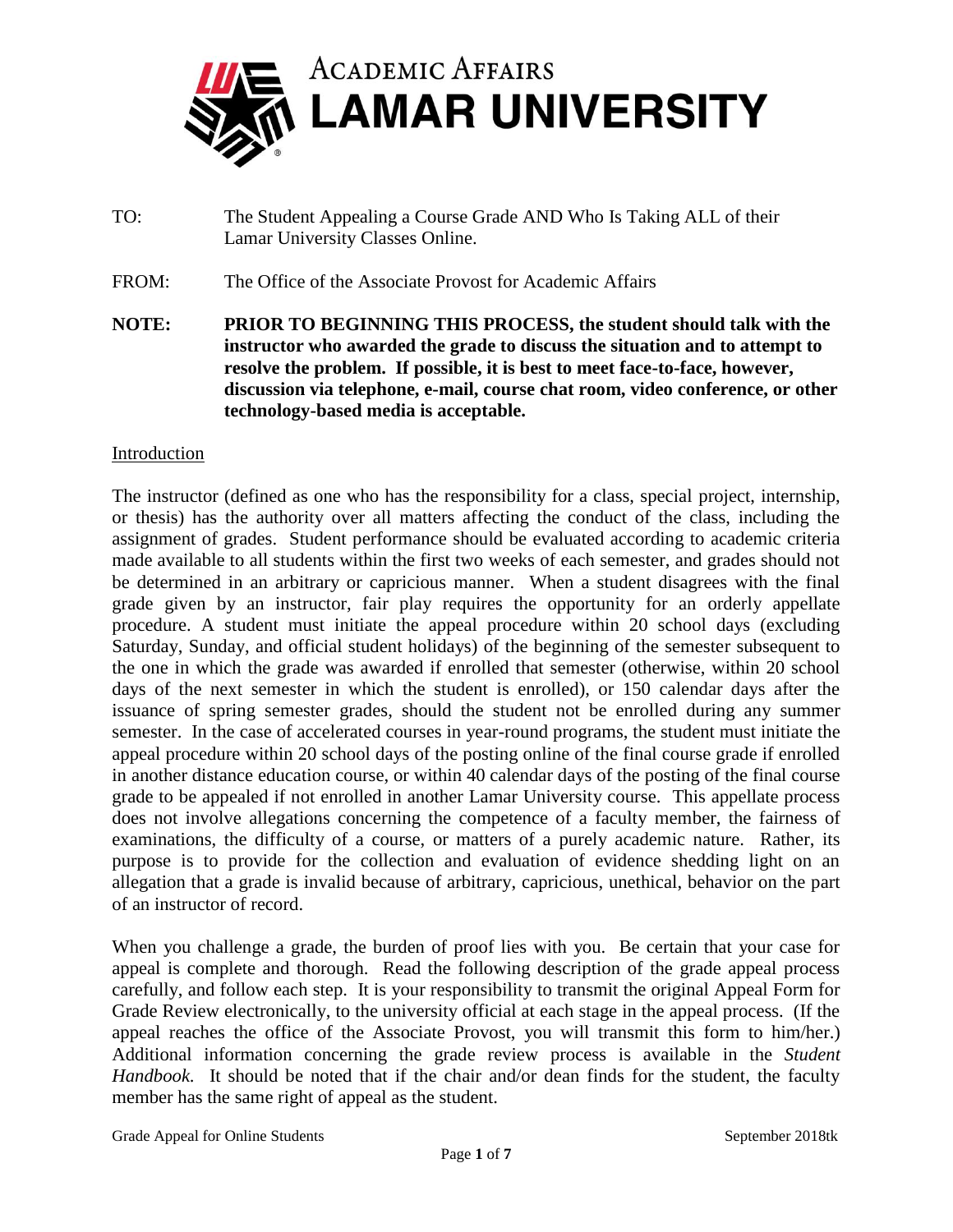# Academic Affairs
# LAMAR UNIVERSITY

TO: The Student Appealing a Course Grade AND Who Is Taking ALL of their Lamar University Classes Online.

FROM: The Office of the Associate Provost for Academic Affairs

**NOTE: PRIOR TO BEGINNING THIS PROCESS, the student should talk with the instructor who awarded the grade to discuss the situation and to attempt to resolve the problem. If possible, it is best to meet face-to-face, however, discussion via telephone, e-mail, course chat room, video conference, or other technology-based media is acceptable.**

## Introduction

The instructor (defined as one who has the responsibility for a class, special project, internship, or thesis) has the authority over all matters affecting the conduct of the class, including the assignment of grades. Student performance should be evaluated according to academic criteria made available to all students within the first two weeks of each semester, and grades should not be determined in an arbitrary or capricious manner. When a student disagrees with the final grade given by an instructor, fair play requires the opportunity for an orderly appellate procedure. A student must initiate the appeal procedure within 20 school days (excluding Saturday, Sunday, and official student holidays) of the beginning of the semester subsequent to the one in which the grade was awarded if enrolled that semester (otherwise, within 20 school days of the next semester in which the student is enrolled), or 150 calendar days after the issuance of spring semester grades, should the student not be enrolled during any summer semester. In the case of accelerated courses in year-round programs, the student must initiate the appeal procedure within 20 school days of the posting online of the final course grade if enrolled in another distance education course, or within 40 calendar days of the posting of the final course grade to be appealed if not enrolled in another Lamar University course. This appellate process does not involve allegations concerning the competence of a faculty member, the fairness of examinations, the difficulty of a course, or matters of a purely academic nature. Rather, its purpose is to provide for the collection and evaluation of evidence shedding light on an allegation that a grade is invalid because of arbitrary, capricious, unethical, behavior on the part of an instructor of record.

When you challenge a grade, the burden of proof lies with you. Be certain that your case for appeal is complete and thorough. Read the following description of the grade appeal process carefully, and follow each step. It is your responsibility to transmit the original Appeal Form for Grade Review electronically, to the university official at each stage in the appeal process. (If the appeal reaches the office of the Associate Provost, you will transmit this form to him/her.) Additional information concerning the grade review process is available in the *Student Handbook.* It should be noted that if the chair and/or dean finds for the student, the faculty member has the same right of appeal as the student.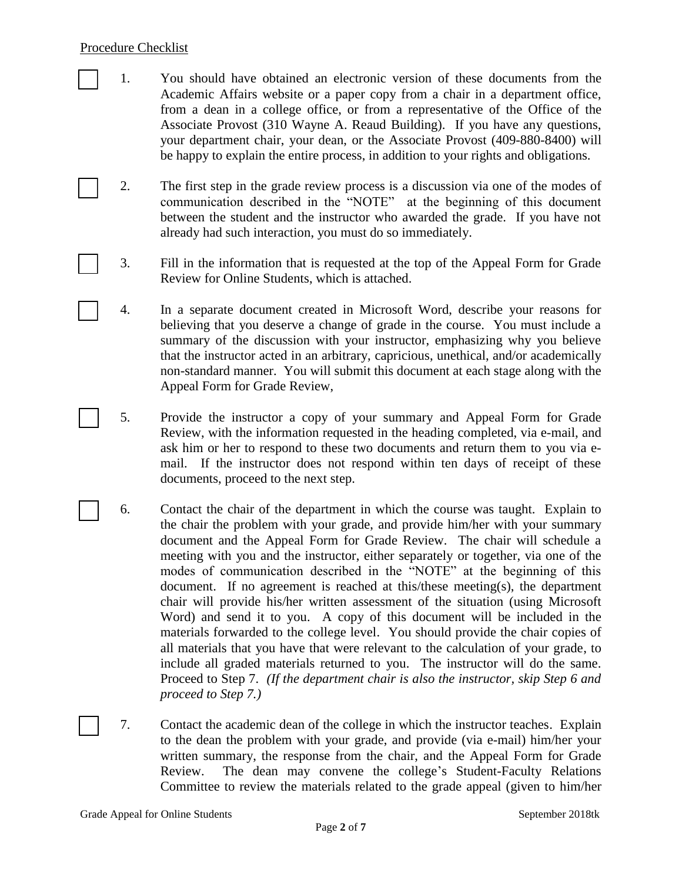Procedure Checklist

- [ ] 1. You should have obtained an electronic version of these documents from the Academic Affairs website or a paper copy from a chair in a department office, from a dean in a college office, or from a representative of the Office of the Associate Provost (310 Wayne A. Reaud Building). If you have any questions, your department chair, your dean, or the Associate Provost (409-880-8400) will be happy to explain the entire process, in addition to your rights and obligations.

- [ ] 2. The first step in the grade review process is a discussion via one of the modes of communication described in the "NOTE" at the beginning of this document between the student and the instructor who awarded the grade. If you have not already had such interaction, you must do so immediately.

- [ ] 3. Fill in the information that is requested at the top of the Appeal Form for Grade Review for Online Students, which is attached.

- [ ] 4. In a separate document created in Microsoft Word, describe your reasons for believing that you deserve a change of grade in the course. You must include a summary of the discussion with your instructor, emphasizing why you believe that the instructor acted in an arbitrary, capricious, unethical, and/or academically non-standard manner. You will submit this document at each stage along with the Appeal Form for Grade Review,

- [ ] 5. Provide the instructor a copy of your summary and Appeal Form for Grade Review, with the information requested in the heading completed, via e-mail, and ask him or her to respond to these two documents and return them to you via e-mail. If the instructor does not respond within ten days of receipt of these documents, proceed to the next step.

- [ ] 6. Contact the chair of the department in which the course was taught. Explain to the chair the problem with your grade, and provide him/her with your summary document and the Appeal Form for Grade Review. The chair will schedule a meeting with you and the instructor, either separately or together, via one of the modes of communication described in the "NOTE" at the beginning of this document. If no agreement is reached at this/these meeting(s), the department chair will provide his/her written assessment of the situation (using Microsoft Word) and send it to you. A copy of this document will be included in the materials forwarded to the college level. You should provide the chair copies of all materials that you have that were relevant to the calculation of your grade, to include all graded materials returned to you. The instructor will do the same. Proceed to Step 7. *(If the department chair is also the instructor, skip Step 6 and proceed to Step 7.)*

- [ ] 7. Contact the academic dean of the college in which the instructor teaches. Explain to the dean the problem with your grade, and provide (via e-mail) him/her your written summary, the response from the chair, and the Appeal Form for Grade Review. The dean may convene the college's Student-Faculty Relations Committee to review the materials related to the grade appeal (given to him/her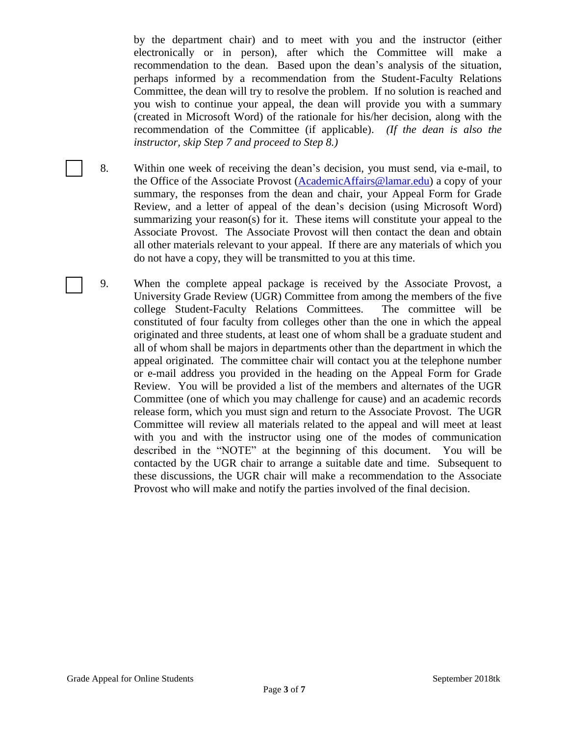by the department chair) and to meet with you and the instructor (either electronically or in person), after which the Committee will make a recommendation to the dean. Based upon the dean's analysis of the situation, perhaps informed by a recommendation from the Student-Faculty Relations Committee, the dean will try to resolve the problem. If no solution is reached and you wish to continue your appeal, the dean will provide you with a summary (created in Microsoft Word) of the rationale for his/her decision, along with the recommendation of the Committee (if applicable). *(If the dean is also the instructor, skip Step 7 and proceed to Step 8.)*

☐ 8. Within one week of receiving the dean's decision, you must send, via e-mail, to the Office of the Associate Provost (AcademicAffairs@lamar.edu) a copy of your summary, the responses from the dean and chair, your Appeal Form for Grade Review, and a letter of appeal of the dean's decision (using Microsoft Word) summarizing your reason(s) for it. These items will constitute your appeal to the Associate Provost. The Associate Provost will then contact the dean and obtain all other materials relevant to your appeal. If there are any materials of which you do not have a copy, they will be transmitted to you at this time.

☐ 9. When the complete appeal package is received by the Associate Provost, a University Grade Review (UGR) Committee from among the members of the five college Student-Faculty Relations Committees. The committee will be constituted of four faculty from colleges other than the one in which the appeal originated and three students, at least one of whom shall be a graduate student and all of whom shall be majors in departments other than the department in which the appeal originated. The committee chair will contact you at the telephone number or e-mail address you provided in the heading on the Appeal Form for Grade Review. You will be provided a list of the members and alternates of the UGR Committee (one of which you may challenge for cause) and an academic records release form, which you must sign and return to the Associate Provost. The UGR Committee will review all materials related to the appeal and will meet at least with you and with the instructor using one of the modes of communication described in the "NOTE" at the beginning of this document. You will be contacted by the UGR chair to arrange a suitable date and time. Subsequent to these discussions, the UGR chair will make a recommendation to the Associate Provost who will make and notify the parties involved of the final decision.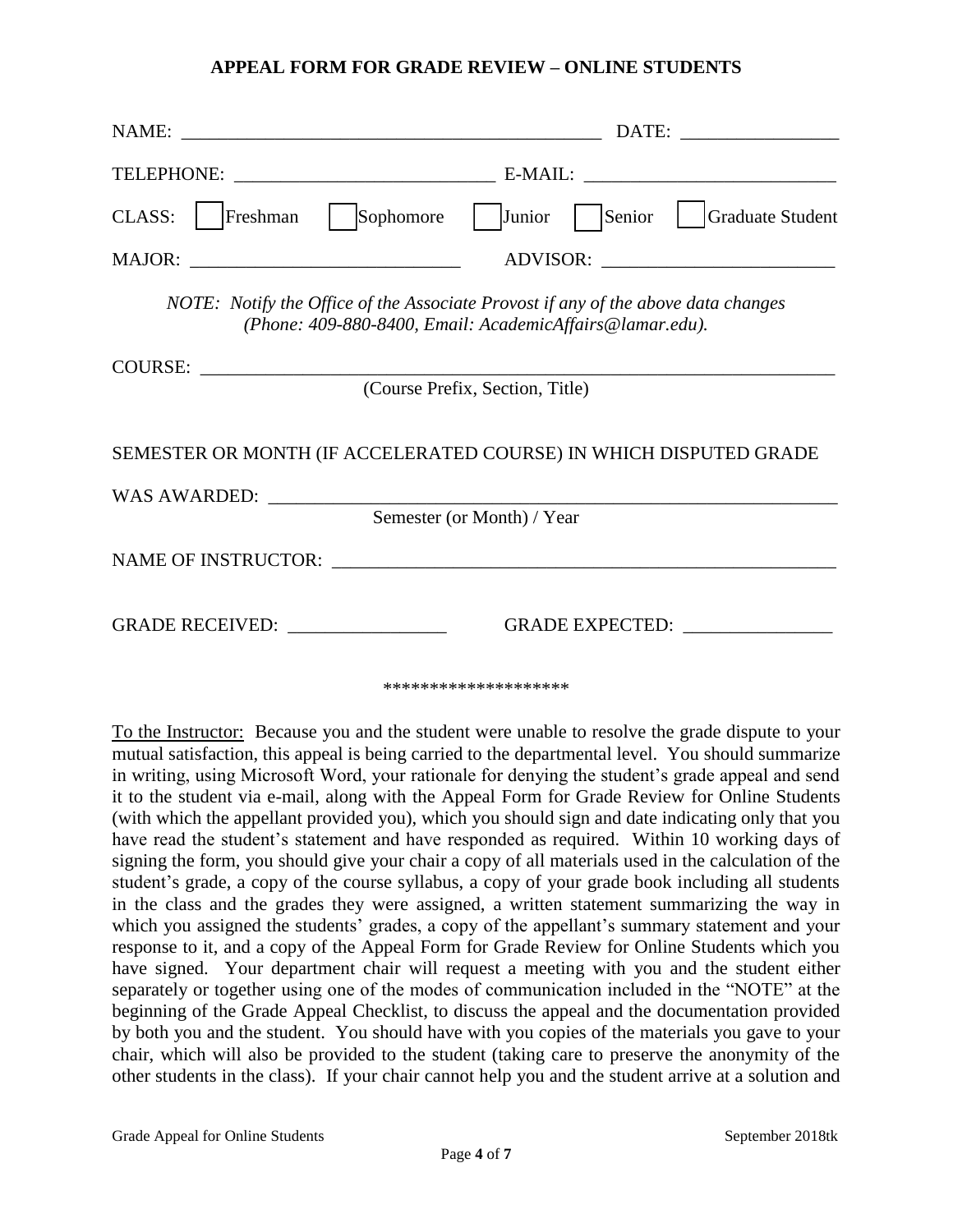## APPEAL FORM FOR GRADE REVIEW – ONLINE STUDENTS

NAME: _____________________________________________ DATE: ________________

TELEPHONE: ___________________________ E-MAIL: ___________________________

CLASS: ☐ Freshman ☐ Sophomore ☐ Junior ☐ Senior ☐ Graduate Student

MAJOR: ____________________________ ADVISOR: ________________________

*NOTE: Notify the Office of the Associate Provost if any of the above data changes (Phone: 409-880-8400, Email: AcademicAffairs@lamar.edu).*

COURSE: _________________________________________________________________
(Course Prefix, Section, Title)

SEMESTER OR MONTH (IF ACCELERATED COURSE) IN WHICH DISPUTED GRADE

WAS AWARDED: ___________________________________________________________
Semester (or Month) / Year

NAME OF INSTRUCTOR: ___________________________________________________

GRADE RECEIVED: _________________ GRADE EXPECTED: ________________

********************

<u>To the Instructor:</u> Because you and the student were unable to resolve the grade dispute to your mutual satisfaction, this appeal is being carried to the departmental level. You should summarize in writing, using Microsoft Word, your rationale for denying the student's grade appeal and send it to the student via e-mail, along with the Appeal Form for Grade Review for Online Students (with which the appellant provided you), which you should sign and date indicating only that you have read the student's statement and have responded as required. Within 10 working days of signing the form, you should give your chair a copy of all materials used in the calculation of the student's grade, a copy of the course syllabus, a copy of your grade book including all students in the class and the grades they were assigned, a written statement summarizing the way in which you assigned the students' grades, a copy of the appellant's summary statement and your response to it, and a copy of the Appeal Form for Grade Review for Online Students which you have signed. Your department chair will request a meeting with you and the student either separately or together using one of the modes of communication included in the "NOTE" at the beginning of the Grade Appeal Checklist, to discuss the appeal and the documentation provided by both you and the student. You should have with you copies of the materials you gave to your chair, which will also be provided to the student (taking care to preserve the anonymity of the other students in the class). If your chair cannot help you and the student arrive at a solution and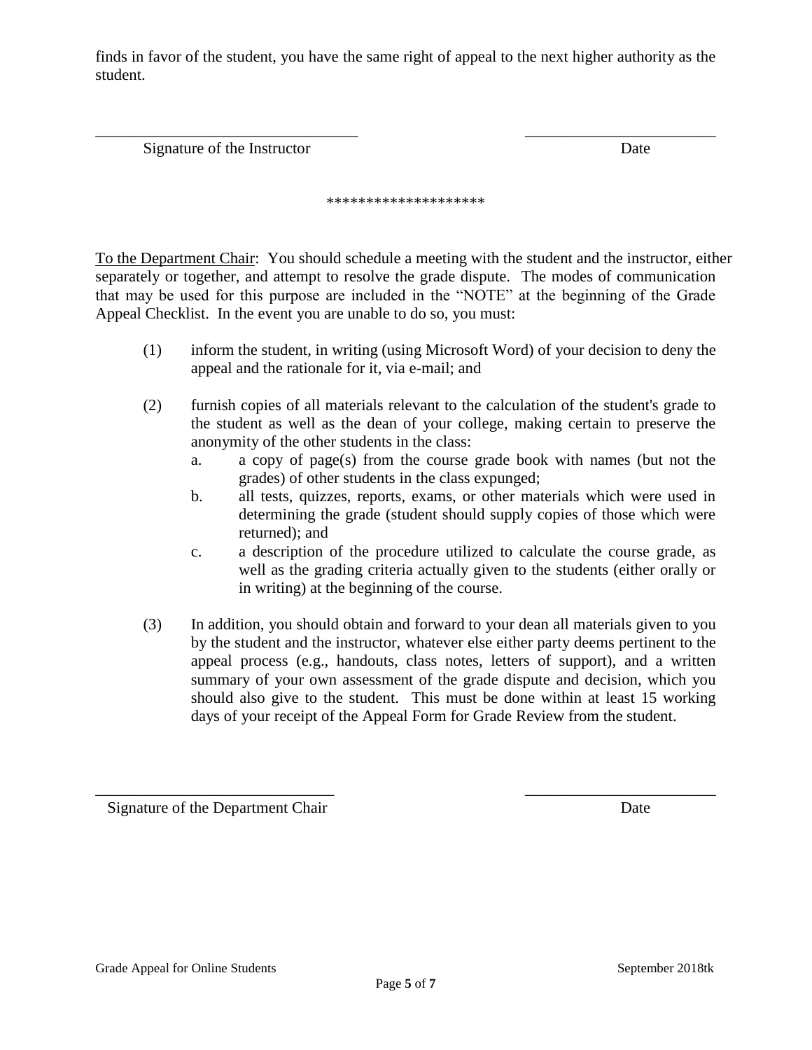finds in favor of the student, you have the same right of appeal to the next higher authority as the student.

\_\_\_\_\_\_\_\_\_\_\_\_\_\_\_\_\_\_\_\_\_\_\_\_\_\_\_\_\_\_\_\_\_\_ \_\_\_\_\_\_\_\_\_\_\_\_\_\_\_\_\_\_\_\_\_\_\_\_\_
Signature of the Instructor Date

********************

To the Department Chair: You should schedule a meeting with the student and the instructor, either separately or together, and attempt to resolve the grade dispute. The modes of communication that may be used for this purpose are included in the "NOTE" at the beginning of the Grade Appeal Checklist. In the event you are unable to do so, you must:

(1) inform the student, in writing (using Microsoft Word) of your decision to deny the appeal and the rationale for it, via e-mail; and

(2) furnish copies of all materials relevant to the calculation of the student's grade to the student as well as the dean of your college, making certain to preserve the anonymity of the other students in the class:
   a. a copy of page(s) from the course grade book with names (but not the grades) of other students in the class expunged;
   b. all tests, quizzes, reports, exams, or other materials which were used in determining the grade (student should supply copies of those which were returned); and
   c. a description of the procedure utilized to calculate the course grade, as well as the grading criteria actually given to the students (either orally or in writing) at the beginning of the course.

(3) In addition, you should obtain and forward to your dean all materials given to you by the student and the instructor, whatever else either party deems pertinent to the appeal process (e.g., handouts, class notes, letters of support), and a written summary of your own assessment of the grade dispute and decision, which you should also give to the student. This must be done within at least 15 working days of your receipt of the Appeal Form for Grade Review from the student.

\_\_\_\_\_\_\_\_\_\_\_\_\_\_\_\_\_\_\_\_\_\_\_\_\_\_\_\_\_\_\_\_\_\_ \_\_\_\_\_\_\_\_\_\_\_\_\_\_\_\_\_\_\_\_\_\_\_\_\_
Signature of the Department Chair Date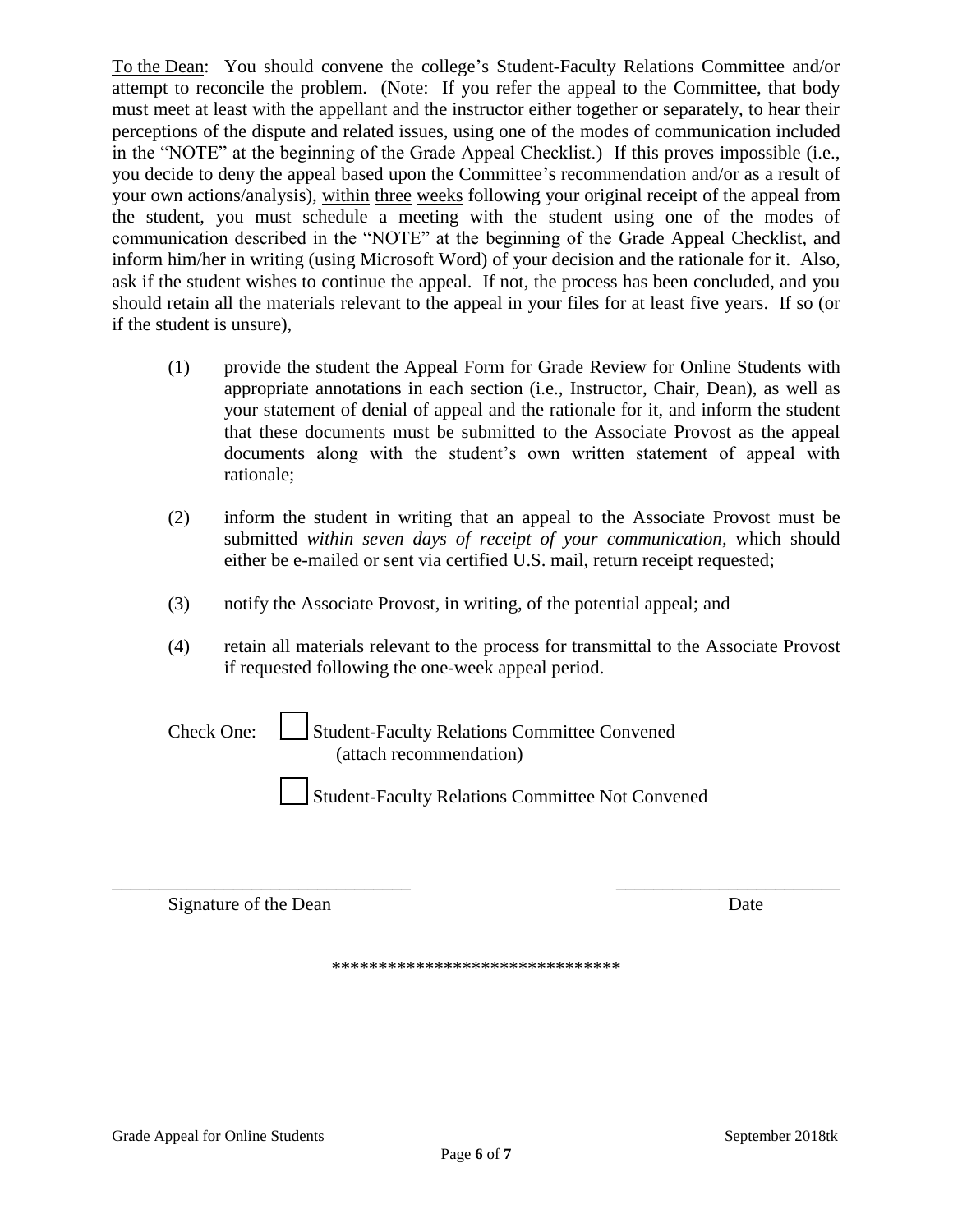To the Dean: You should convene the college's Student-Faculty Relations Committee and/or attempt to reconcile the problem. (Note: If you refer the appeal to the Committee, that body must meet at least with the appellant and the instructor either together or separately, to hear their perceptions of the dispute and related issues, using one of the modes of communication included in the "NOTE" at the beginning of the Grade Appeal Checklist.) If this proves impossible (i.e., you decide to deny the appeal based upon the Committee's recommendation and/or as a result of your own actions/analysis), within three weeks following your original receipt of the appeal from the student, you must schedule a meeting with the student using one of the modes of communication described in the "NOTE" at the beginning of the Grade Appeal Checklist, and inform him/her in writing (using Microsoft Word) of your decision and the rationale for it. Also, ask if the student wishes to continue the appeal. If not, the process has been concluded, and you should retain all the materials relevant to the appeal in your files for at least five years. If so (or if the student is unsure),

(1) provide the student the Appeal Form for Grade Review for Online Students with appropriate annotations in each section (i.e., Instructor, Chair, Dean), as well as your statement of denial of appeal and the rationale for it, and inform the student that these documents must be submitted to the Associate Provost as the appeal documents along with the student's own written statement of appeal with rationale;

(2) inform the student in writing that an appeal to the Associate Provost must be submitted *within seven days of receipt of your communication,* which should either be e-mailed or sent via certified U.S. mail, return receipt requested;

(3) notify the Associate Provost, in writing, of the potential appeal; and

(4) retain all materials relevant to the process for transmittal to the Associate Provost if requested following the one-week appeal period.

Check One: ☐ Student-Faculty Relations Committee Convened (attach recommendation)

☐ Student-Faculty Relations Committee Not Convened

_______________________________ _______________________

Signature of the Dean Date

******************************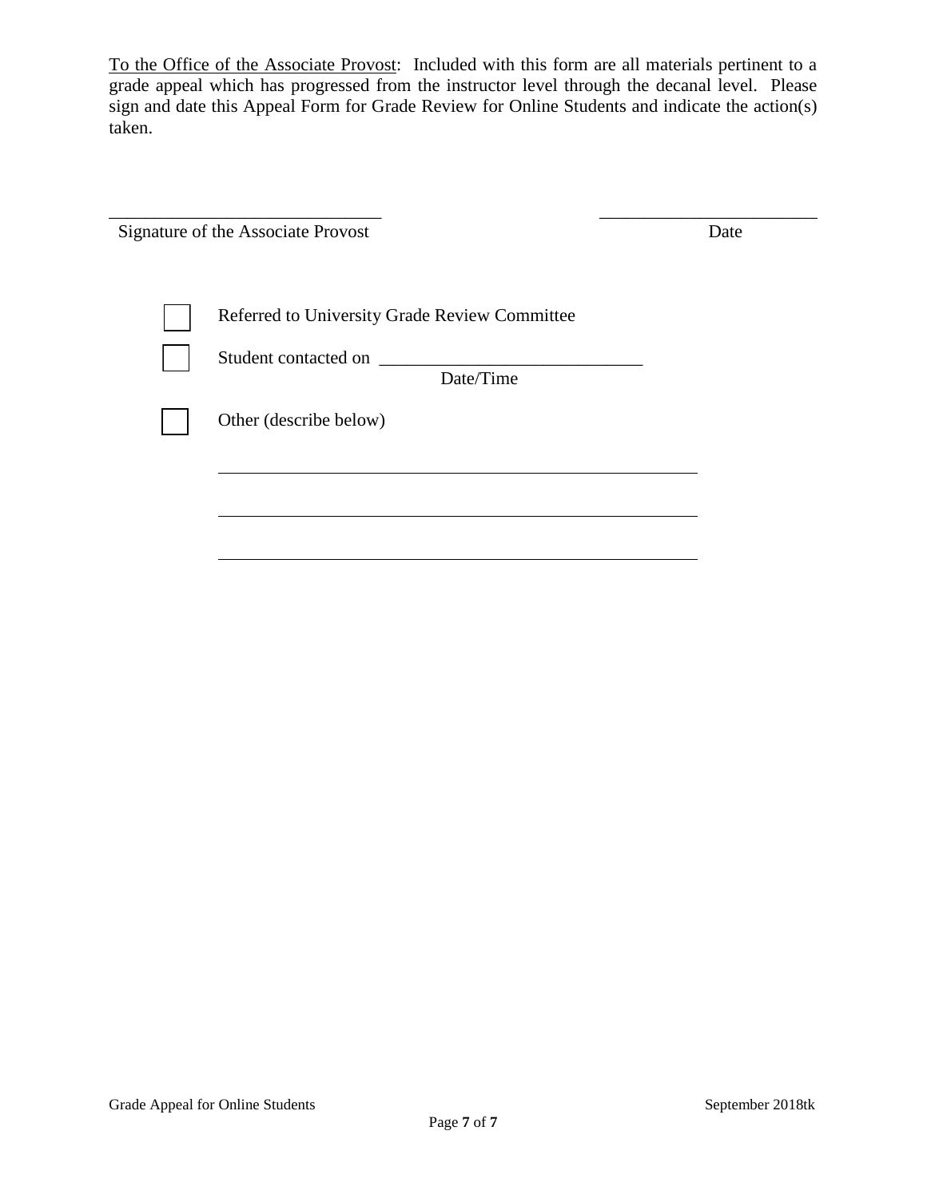To the Office of the Associate Provost: Included with this form are all materials pertinent to a grade appeal which has progressed from the instructor level through the decanal level. Please sign and date this Appeal Form for Grade Review for Online Students and indicate the action(s) taken.

______________________________ ________________________

Signature of the Associate Provost Date

☐ Referred to University Grade Review Committee

☐ Student contacted on ____________________________
Date/Time

☐ Other (describe below)

______________________________________________________

______________________________________________________

______________________________________________________